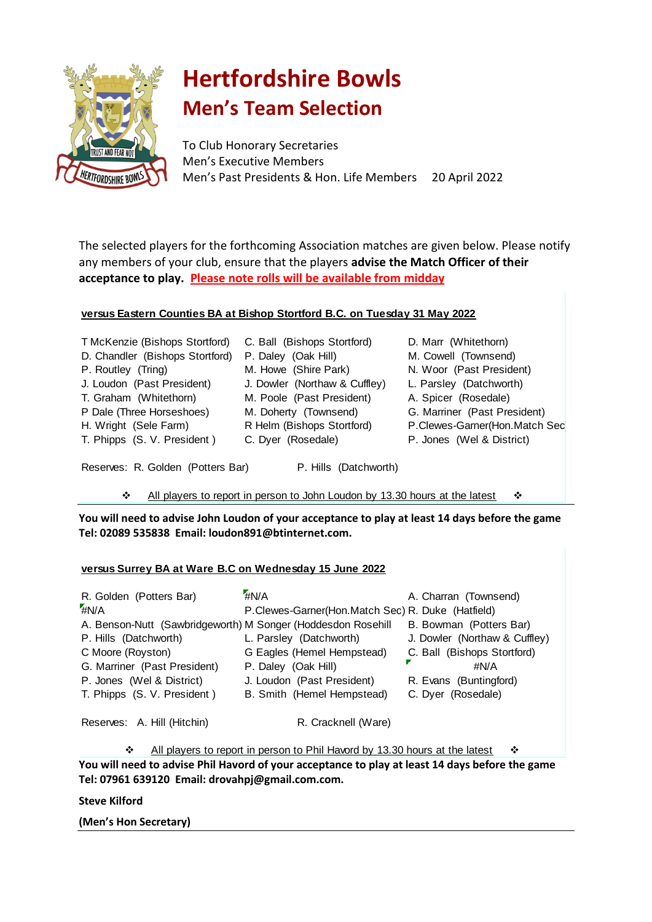# Hertfordshire Bowls

## Men's Team Selection

To Club Honorary Secretaries
Men's Executive Members
Men's Past Presidents & Hon. Life Members 20 April 2022

The selected players for the forthcoming Association matches are given below. Please notify any members of your club, ensure that the players **advise the Match Officer of their acceptance to play.** **Please note rolls will be available from midday**

### versus Eastern Counties BA at Bishop Stortford B.C. on Tuesday 31 May 2022

| | | |
|---|---|---|
| T McKenzie (Bishops Stortford) | C. Ball (Bishops Stortford) | D. Marr (Whitethorn) |
| D. Chandler (Bishops Stortford) | P. Daley (Oak Hill) | M. Cowell (Townsend) |
| P. Routley (Tring) | M. Howe (Shire Park) | N. Woor (Past President) |
| J. Loudon (Past President) | J. Dowler (Northaw & Cuffley) | L. Parsley (Datchworth) |
| T. Graham (Whitethorn) | M. Poole (Past President) | A. Spicer (Rosedale) |
| P Dale (Three Horseshoes) | M. Doherty (Townsend) | G. Marriner (Past President) |
| H. Wright (Sele Farm) | R Helm (Bishops Stortford) | P.Clewes-Garner(Hon.Match Sec |
| T. Phipps (S. V. President ) | C. Dyer (Rosedale) | P. Jones (Wel & District) |

Reserves: R. Golden (Potters Bar) P. Hills (Datchworth)

❖ All players to report in person to John Loudon by 13.30 hours at the latest ❖

**You will need to advise John Loudon of your acceptance to play at least 14 days before the game Tel: 02089 535838 Email: loudon891@btinternet.com.**

### versus Surrey BA at Ware B.C on Wednesday 15 June 2022

| | | |
|---|---|---|
| R. Golden (Potters Bar) | #N/A | A. Charran (Townsend) |
| #N/A | P.Clewes-Garner(Hon.Match Sec) | R. Duke (Hatfield) |
| A. Benson-Nutt (Sawbridgeworth) | M Songer (Hoddesdon Rosehill | B. Bowman (Potters Bar) |
| P. Hills (Datchworth) | L. Parsley (Datchworth) | J. Dowler (Northaw & Cuffley) |
| C Moore (Royston) | G Eagles (Hemel Hempstead) | C. Ball (Bishops Stortford) |
| G. Marriner (Past President) | P. Daley (Oak Hill) | #N/A |
| P. Jones (Wel & District) | J. Loudon (Past President) | R. Evans (Buntingford) |
| T. Phipps (S. V. President ) | B. Smith (Hemel Hempstead) | C. Dyer (Rosedale) |

Reserves: A. Hill (Hitchin) R. Cracknell (Ware)

❖ All players to report in person to Phil Havord by 13.30 hours at the latest ❖

**You will need to advise Phil Havord of your acceptance to play at least 14 days before the game Tel: 07961 639120 Email: drovahpj@gmail.com.com.**

**Steve Kilford**

**(Men's Hon Secretary)**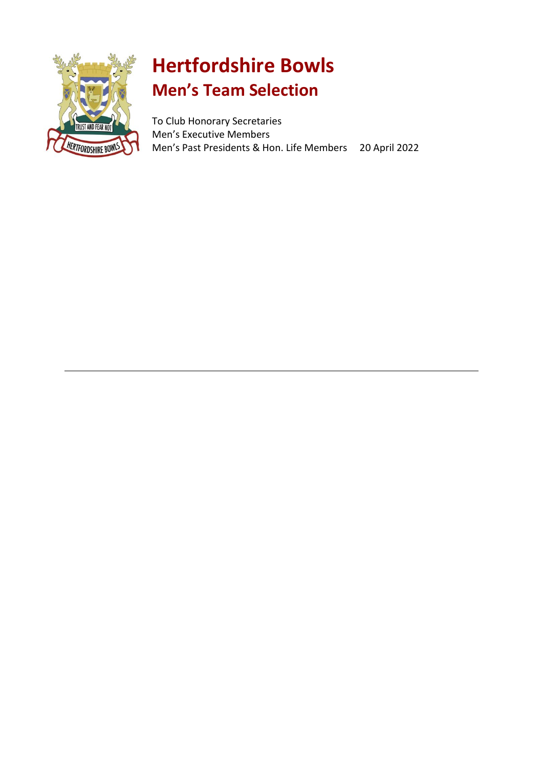# Hertfordshire Bowls

## Men's Team Selection

To Club Honorary Secretaries
Men's Executive Members
Men's Past Presidents & Hon. Life Members 20 April 2022

---